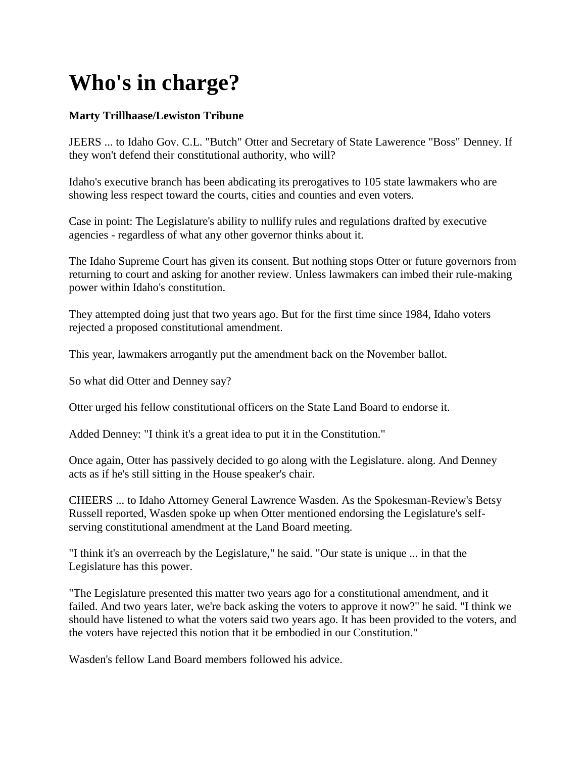# Who's in charge?

**Marty Trillhaase/Lewiston Tribune**

JEERS ... to Idaho Gov. C.L. "Butch" Otter and Secretary of State Lawerence "Boss" Denney. If they won't defend their constitutional authority, who will?

Idaho's executive branch has been abdicating its prerogatives to 105 state lawmakers who are showing less respect toward the courts, cities and counties and even voters.

Case in point: The Legislature's ability to nullify rules and regulations drafted by executive agencies - regardless of what any other governor thinks about it.

The Idaho Supreme Court has given its consent. But nothing stops Otter or future governors from returning to court and asking for another review. Unless lawmakers can imbed their rule-making power within Idaho's constitution.

They attempted doing just that two years ago. But for the first time since 1984, Idaho voters rejected a proposed constitutional amendment.

This year, lawmakers arrogantly put the amendment back on the November ballot.

So what did Otter and Denney say?

Otter urged his fellow constitutional officers on the State Land Board to endorse it.

Added Denney: "I think it's a great idea to put it in the Constitution."

Once again, Otter has passively decided to go along with the Legislature. along. And Denney acts as if he's still sitting in the House speaker's chair.

CHEERS ... to Idaho Attorney General Lawrence Wasden. As the Spokesman-Review's Betsy Russell reported, Wasden spoke up when Otter mentioned endorsing the Legislature's self-serving constitutional amendment at the Land Board meeting.

"I think it's an overreach by the Legislature," he said. "Our state is unique ... in that the Legislature has this power.

"The Legislature presented this matter two years ago for a constitutional amendment, and it failed. And two years later, we're back asking the voters to approve it now?" he said. "I think we should have listened to what the voters said two years ago. It has been provided to the voters, and the voters have rejected this notion that it be embodied in our Constitution."

Wasden's fellow Land Board members followed his advice.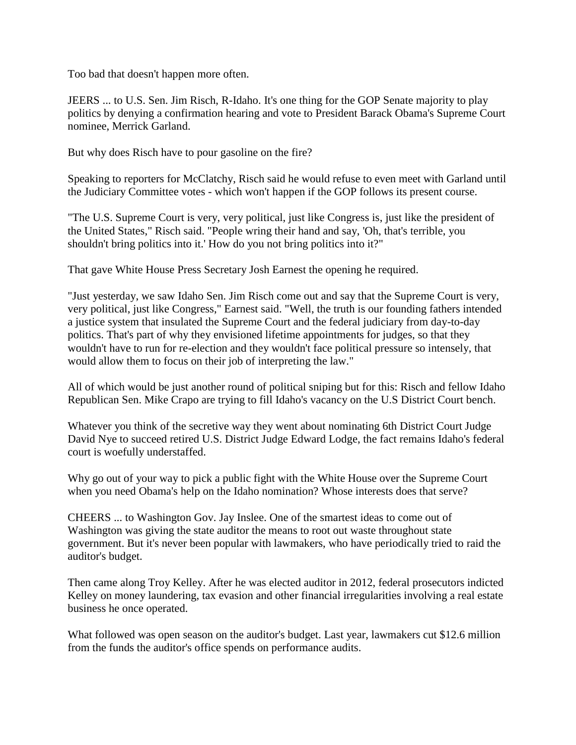Too bad that doesn't happen more often.

JEERS ... to U.S. Sen. Jim Risch, R-Idaho. It's one thing for the GOP Senate majority to play politics by denying a confirmation hearing and vote to President Barack Obama's Supreme Court nominee, Merrick Garland.

But why does Risch have to pour gasoline on the fire?

Speaking to reporters for McClatchy, Risch said he would refuse to even meet with Garland until the Judiciary Committee votes - which won't happen if the GOP follows its present course.

"The U.S. Supreme Court is very, very political, just like Congress is, just like the president of the United States," Risch said. "People wring their hand and say, 'Oh, that's terrible, you shouldn't bring politics into it.' How do you not bring politics into it?"

That gave White House Press Secretary Josh Earnest the opening he required.

"Just yesterday, we saw Idaho Sen. Jim Risch come out and say that the Supreme Court is very, very political, just like Congress," Earnest said. "Well, the truth is our founding fathers intended a justice system that insulated the Supreme Court and the federal judiciary from day-to-day politics. That's part of why they envisioned lifetime appointments for judges, so that they wouldn't have to run for re-election and they wouldn't face political pressure so intensely, that would allow them to focus on their job of interpreting the law."

All of which would be just another round of political sniping but for this: Risch and fellow Idaho Republican Sen. Mike Crapo are trying to fill Idaho's vacancy on the U.S District Court bench.

Whatever you think of the secretive way they went about nominating 6th District Court Judge David Nye to succeed retired U.S. District Judge Edward Lodge, the fact remains Idaho's federal court is woefully understaffed.

Why go out of your way to pick a public fight with the White House over the Supreme Court when you need Obama's help on the Idaho nomination? Whose interests does that serve?

CHEERS ... to Washington Gov. Jay Inslee. One of the smartest ideas to come out of Washington was giving the state auditor the means to root out waste throughout state government. But it's never been popular with lawmakers, who have periodically tried to raid the auditor's budget.

Then came along Troy Kelley. After he was elected auditor in 2012, federal prosecutors indicted Kelley on money laundering, tax evasion and other financial irregularities involving a real estate business he once operated.

What followed was open season on the auditor's budget. Last year, lawmakers cut $12.6 million from the funds the auditor's office spends on performance audits.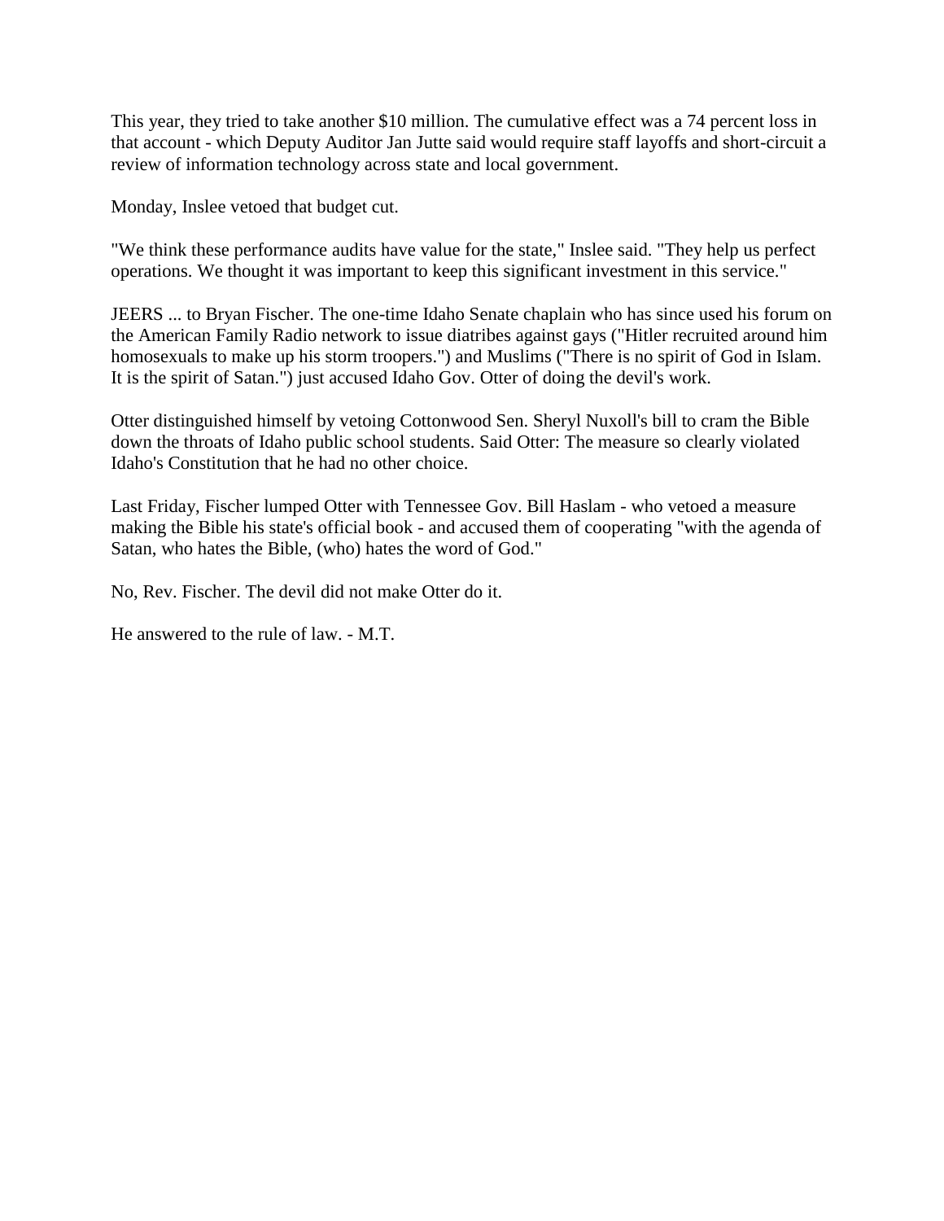This year, they tried to take another $10 million. The cumulative effect was a 74 percent loss in that account - which Deputy Auditor Jan Jutte said would require staff layoffs and short-circuit a review of information technology across state and local government.

Monday, Inslee vetoed that budget cut.

"We think these performance audits have value for the state," Inslee said. "They help us perfect operations. We thought it was important to keep this significant investment in this service."

JEERS ... to Bryan Fischer. The one-time Idaho Senate chaplain who has since used his forum on the American Family Radio network to issue diatribes against gays ("Hitler recruited around him homosexuals to make up his storm troopers.") and Muslims ("There is no spirit of God in Islam. It is the spirit of Satan.") just accused Idaho Gov. Otter of doing the devil's work.

Otter distinguished himself by vetoing Cottonwood Sen. Sheryl Nuxoll's bill to cram the Bible down the throats of Idaho public school students. Said Otter: The measure so clearly violated Idaho's Constitution that he had no other choice.

Last Friday, Fischer lumped Otter with Tennessee Gov. Bill Haslam - who vetoed a measure making the Bible his state's official book - and accused them of cooperating "with the agenda of Satan, who hates the Bible, (who) hates the word of God."

No, Rev. Fischer. The devil did not make Otter do it.

He answered to the rule of law. - M.T.